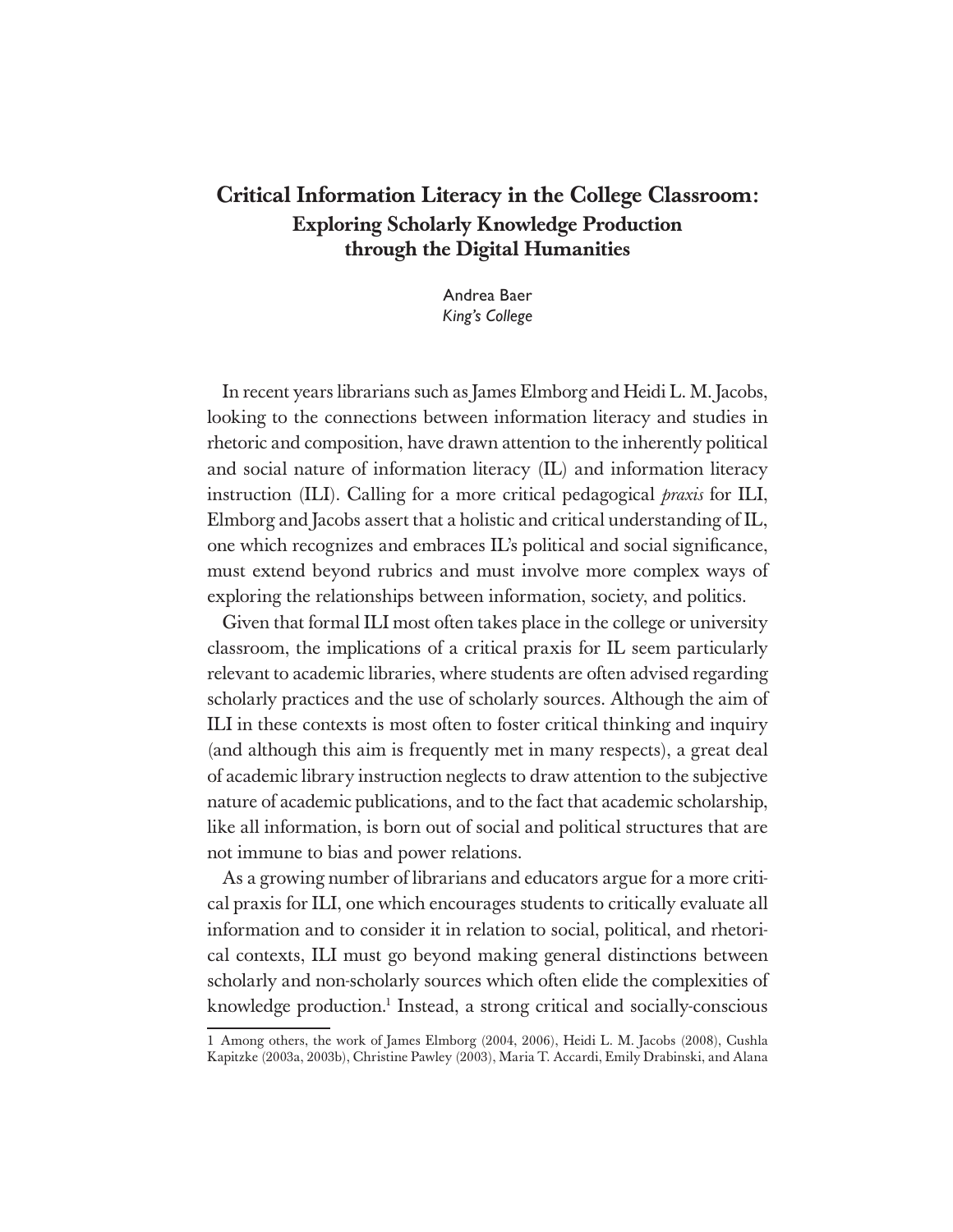# Critical Information Literacy in the College Classroom:
## Exploring Scholarly Knowledge Production through the Digital Humanities

Andrea Baer
*King's College*

In recent years librarians such as James Elmborg and Heidi L. M. Jacobs, looking to the connections between information literacy and studies in rhetoric and composition, have drawn attention to the inherently political and social nature of information literacy (IL) and information literacy instruction (ILI). Calling for a more critical pedagogical *praxis* for ILI, Elmborg and Jacobs assert that a holistic and critical understanding of IL, one which recognizes and embraces IL's political and social significance, must extend beyond rubrics and must involve more complex ways of exploring the relationships between information, society, and politics.

Given that formal ILI most often takes place in the college or university classroom, the implications of a critical praxis for IL seem particularly relevant to academic libraries, where students are often advised regarding scholarly practices and the use of scholarly sources. Although the aim of ILI in these contexts is most often to foster critical thinking and inquiry (and although this aim is frequently met in many respects), a great deal of academic library instruction neglects to draw attention to the subjective nature of academic publications, and to the fact that academic scholarship, like all information, is born out of social and political structures that are not immune to bias and power relations.

As a growing number of librarians and educators argue for a more critical praxis for ILI, one which encourages students to critically evaluate all information and to consider it in relation to social, political, and rhetorical contexts, ILI must go beyond making general distinctions between scholarly and non-scholarly sources which often elide the complexities of knowledge production.[1] Instead, a strong critical and socially-conscious

1 Among others, the work of James Elmborg (2004, 2006), Heidi L. M. Jacobs (2008), Cushla Kapitzke (2003a, 2003b), Christine Pawley (2003), Maria T. Accardi, Emily Drabinski, and Alana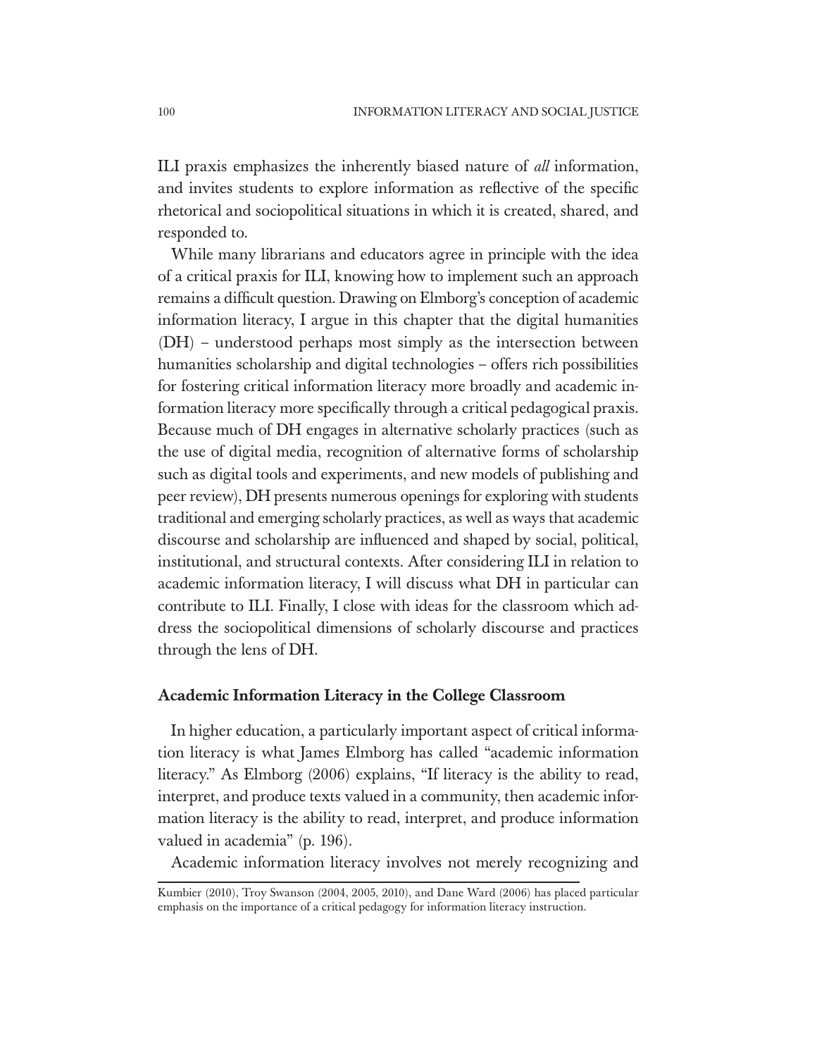ILI praxis emphasizes the inherently biased nature of *all* information, and invites students to explore information as reflective of the specific rhetorical and sociopolitical situations in which it is created, shared, and responded to.

While many librarians and educators agree in principle with the idea of a critical praxis for ILI, knowing how to implement such an approach remains a difficult question. Drawing on Elmborg's conception of academic information literacy, I argue in this chapter that the digital humanities (DH) – understood perhaps most simply as the intersection between humanities scholarship and digital technologies – offers rich possibilities for fostering critical information literacy more broadly and academic information literacy more specifically through a critical pedagogical praxis. Because much of DH engages in alternative scholarly practices (such as the use of digital media, recognition of alternative forms of scholarship such as digital tools and experiments, and new models of publishing and peer review), DH presents numerous openings for exploring with students traditional and emerging scholarly practices, as well as ways that academic discourse and scholarship are influenced and shaped by social, political, institutional, and structural contexts. After considering ILI in relation to academic information literacy, I will discuss what DH in particular can contribute to ILI. Finally, I close with ideas for the classroom which address the sociopolitical dimensions of scholarly discourse and practices through the lens of DH.

## Academic Information Literacy in the College Classroom

In higher education, a particularly important aspect of critical information literacy is what James Elmborg has called "academic information literacy." As Elmborg (2006) explains, "If literacy is the ability to read, interpret, and produce texts valued in a community, then academic information literacy is the ability to read, interpret, and produce information valued in academia" (p. 196).

Academic information literacy involves not merely recognizing and

---

Kumbier (2010), Troy Swanson (2004, 2005, 2010), and Dane Ward (2006) has placed particular emphasis on the importance of a critical pedagogy for information literacy instruction.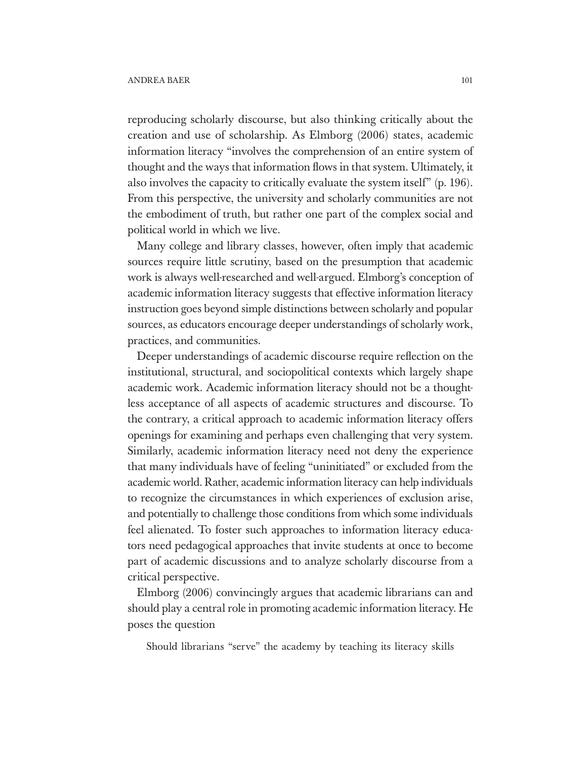reproducing scholarly discourse, but also thinking critically about the creation and use of scholarship. As Elmborg (2006) states, academic information literacy "involves the comprehension of an entire system of thought and the ways that information flows in that system. Ultimately, it also involves the capacity to critically evaluate the system itself" (p. 196). From this perspective, the university and scholarly communities are not the embodiment of truth, but rather one part of the complex social and political world in which we live.

Many college and library classes, however, often imply that academic sources require little scrutiny, based on the presumption that academic work is always well-researched and well-argued. Elmborg's conception of academic information literacy suggests that effective information literacy instruction goes beyond simple distinctions between scholarly and popular sources, as educators encourage deeper understandings of scholarly work, practices, and communities.

Deeper understandings of academic discourse require reflection on the institutional, structural, and sociopolitical contexts which largely shape academic work. Academic information literacy should not be a thoughtless acceptance of all aspects of academic structures and discourse. To the contrary, a critical approach to academic information literacy offers openings for examining and perhaps even challenging that very system. Similarly, academic information literacy need not deny the experience that many individuals have of feeling "uninitiated" or excluded from the academic world. Rather, academic information literacy can help individuals to recognize the circumstances in which experiences of exclusion arise, and potentially to challenge those conditions from which some individuals feel alienated. To foster such approaches to information literacy educators need pedagogical approaches that invite students at once to become part of academic discussions and to analyze scholarly discourse from a critical perspective.

Elmborg (2006) convincingly argues that academic librarians can and should play a central role in promoting academic information literacy. He poses the question

> Should librarians "serve" the academy by teaching its literacy skills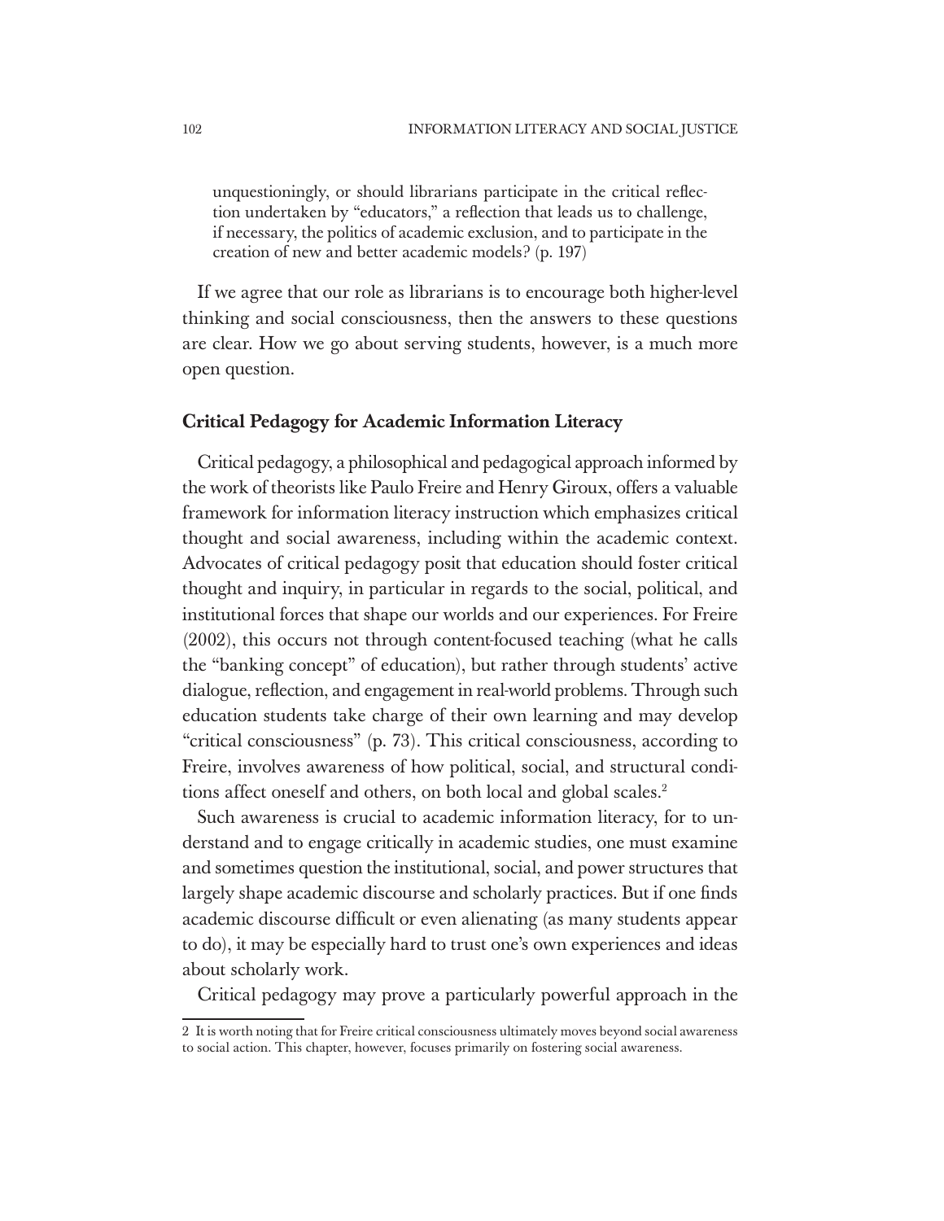> unquestioningly, or should librarians participate in the critical reflection undertaken by "educators," a reflection that leads us to challenge, if necessary, the politics of academic exclusion, and to participate in the creation of new and better academic models? (p. 197)

If we agree that our role as librarians is to encourage both higher-level thinking and social consciousness, then the answers to these questions are clear. How we go about serving students, however, is a much more open question.

### Critical Pedagogy for Academic Information Literacy

Critical pedagogy, a philosophical and pedagogical approach informed by the work of theorists like Paulo Freire and Henry Giroux, offers a valuable framework for information literacy instruction which emphasizes critical thought and social awareness, including within the academic context. Advocates of critical pedagogy posit that education should foster critical thought and inquiry, in particular in regards to the social, political, and institutional forces that shape our worlds and our experiences. For Freire (2002), this occurs not through content-focused teaching (what he calls the "banking concept" of education), but rather through students' active dialogue, reflection, and engagement in real-world problems. Through such education students take charge of their own learning and may develop "critical consciousness" (p. 73). This critical consciousness, according to Freire, involves awareness of how political, social, and structural conditions affect oneself and others, on both local and global scales.[2]

Such awareness is crucial to academic information literacy, for to understand and to engage critically in academic studies, one must examine and sometimes question the institutional, social, and power structures that largely shape academic discourse and scholarly practices. But if one finds academic discourse difficult or even alienating (as many students appear to do), it may be especially hard to trust one's own experiences and ideas about scholarly work.

Critical pedagogy may prove a particularly powerful approach in the

[2] It is worth noting that for Freire critical consciousness ultimately moves beyond social awareness to social action. This chapter, however, focuses primarily on fostering social awareness.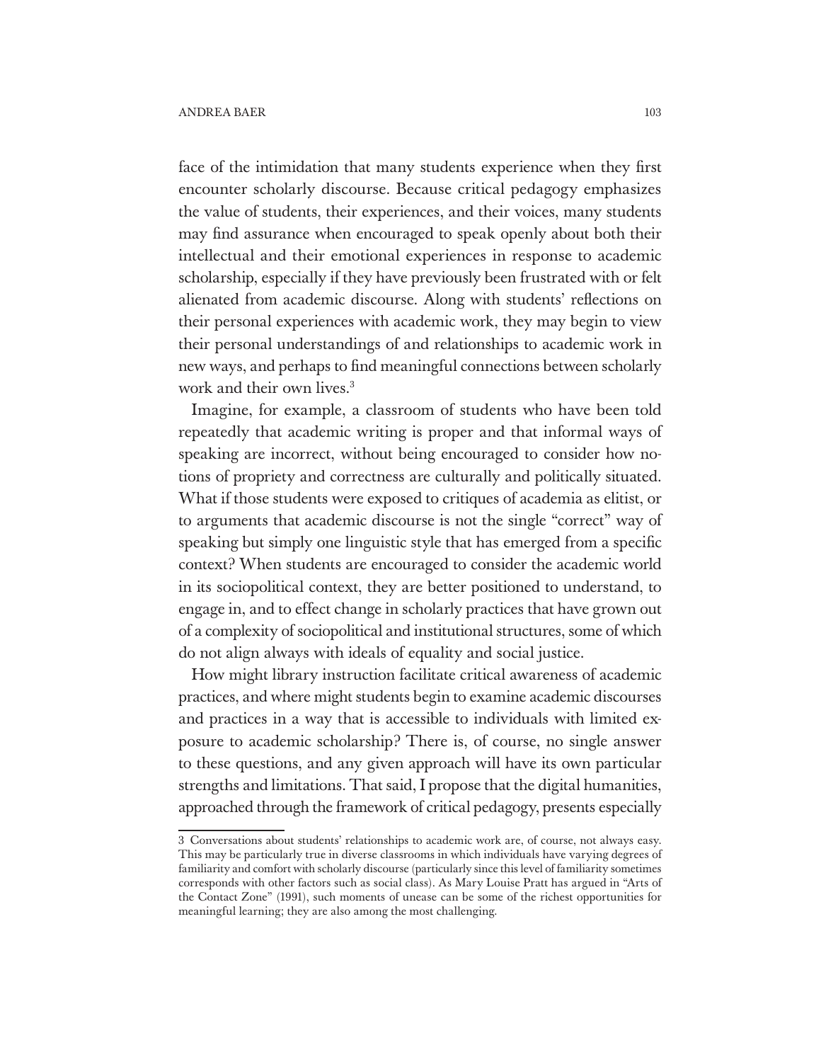face of the intimidation that many students experience when they first encounter scholarly discourse. Because critical pedagogy emphasizes the value of students, their experiences, and their voices, many students may find assurance when encouraged to speak openly about both their intellectual and their emotional experiences in response to academic scholarship, especially if they have previously been frustrated with or felt alienated from academic discourse. Along with students' reflections on their personal experiences with academic work, they may begin to view their personal understandings of and relationships to academic work in new ways, and perhaps to find meaningful connections between scholarly work and their own lives.[3]

Imagine, for example, a classroom of students who have been told repeatedly that academic writing is proper and that informal ways of speaking are incorrect, without being encouraged to consider how notions of propriety and correctness are culturally and politically situated. What if those students were exposed to critiques of academia as elitist, or to arguments that academic discourse is not the single "correct" way of speaking but simply one linguistic style that has emerged from a specific context? When students are encouraged to consider the academic world in its sociopolitical context, they are better positioned to understand, to engage in, and to effect change in scholarly practices that have grown out of a complexity of sociopolitical and institutional structures, some of which do not align always with ideals of equality and social justice.

How might library instruction facilitate critical awareness of academic practices, and where might students begin to examine academic discourses and practices in a way that is accessible to individuals with limited exposure to academic scholarship? There is, of course, no single answer to these questions, and any given approach will have its own particular strengths and limitations. That said, I propose that the digital humanities, approached through the framework of critical pedagogy, presents especially

3 Conversations about students' relationships to academic work are, of course, not always easy. This may be particularly true in diverse classrooms in which individuals have varying degrees of familiarity and comfort with scholarly discourse (particularly since this level of familiarity sometimes corresponds with other factors such as social class). As Mary Louise Pratt has argued in "Arts of the Contact Zone" (1991), such moments of unease can be some of the richest opportunities for meaningful learning; they are also among the most challenging.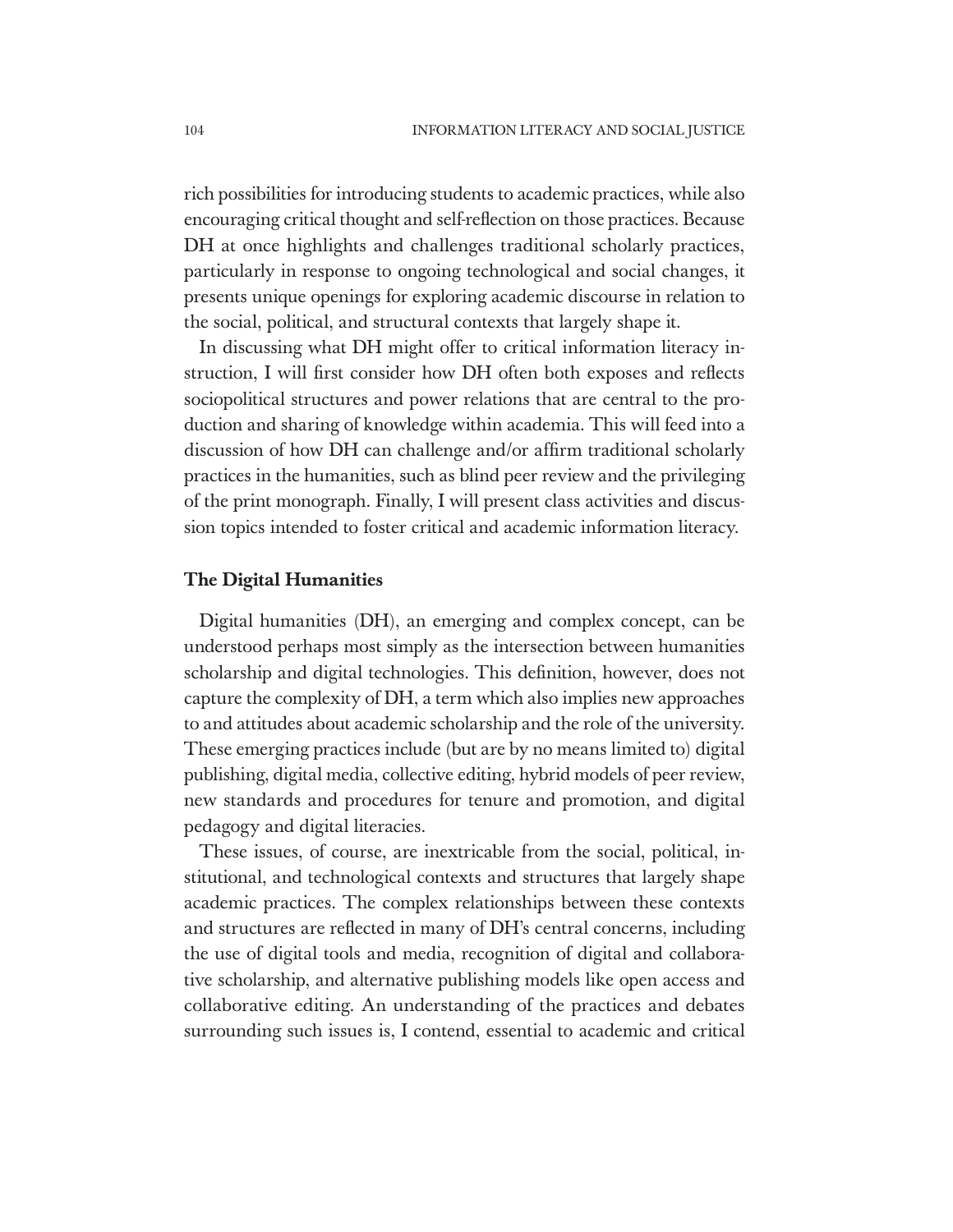rich possibilities for introducing students to academic practices, while also encouraging critical thought and self-reflection on those practices. Because DH at once highlights and challenges traditional scholarly practices, particularly in response to ongoing technological and social changes, it presents unique openings for exploring academic discourse in relation to the social, political, and structural contexts that largely shape it.

In discussing what DH might offer to critical information literacy instruction, I will first consider how DH often both exposes and reflects sociopolitical structures and power relations that are central to the production and sharing of knowledge within academia. This will feed into a discussion of how DH can challenge and/or affirm traditional scholarly practices in the humanities, such as blind peer review and the privileging of the print monograph. Finally, I will present class activities and discussion topics intended to foster critical and academic information literacy.

### The Digital Humanities

Digital humanities (DH), an emerging and complex concept, can be understood perhaps most simply as the intersection between humanities scholarship and digital technologies. This definition, however, does not capture the complexity of DH, a term which also implies new approaches to and attitudes about academic scholarship and the role of the university. These emerging practices include (but are by no means limited to) digital publishing, digital media, collective editing, hybrid models of peer review, new standards and procedures for tenure and promotion, and digital pedagogy and digital literacies.

These issues, of course, are inextricable from the social, political, institutional, and technological contexts and structures that largely shape academic practices. The complex relationships between these contexts and structures are reflected in many of DH's central concerns, including the use of digital tools and media, recognition of digital and collaborative scholarship, and alternative publishing models like open access and collaborative editing. An understanding of the practices and debates surrounding such issues is, I contend, essential to academic and critical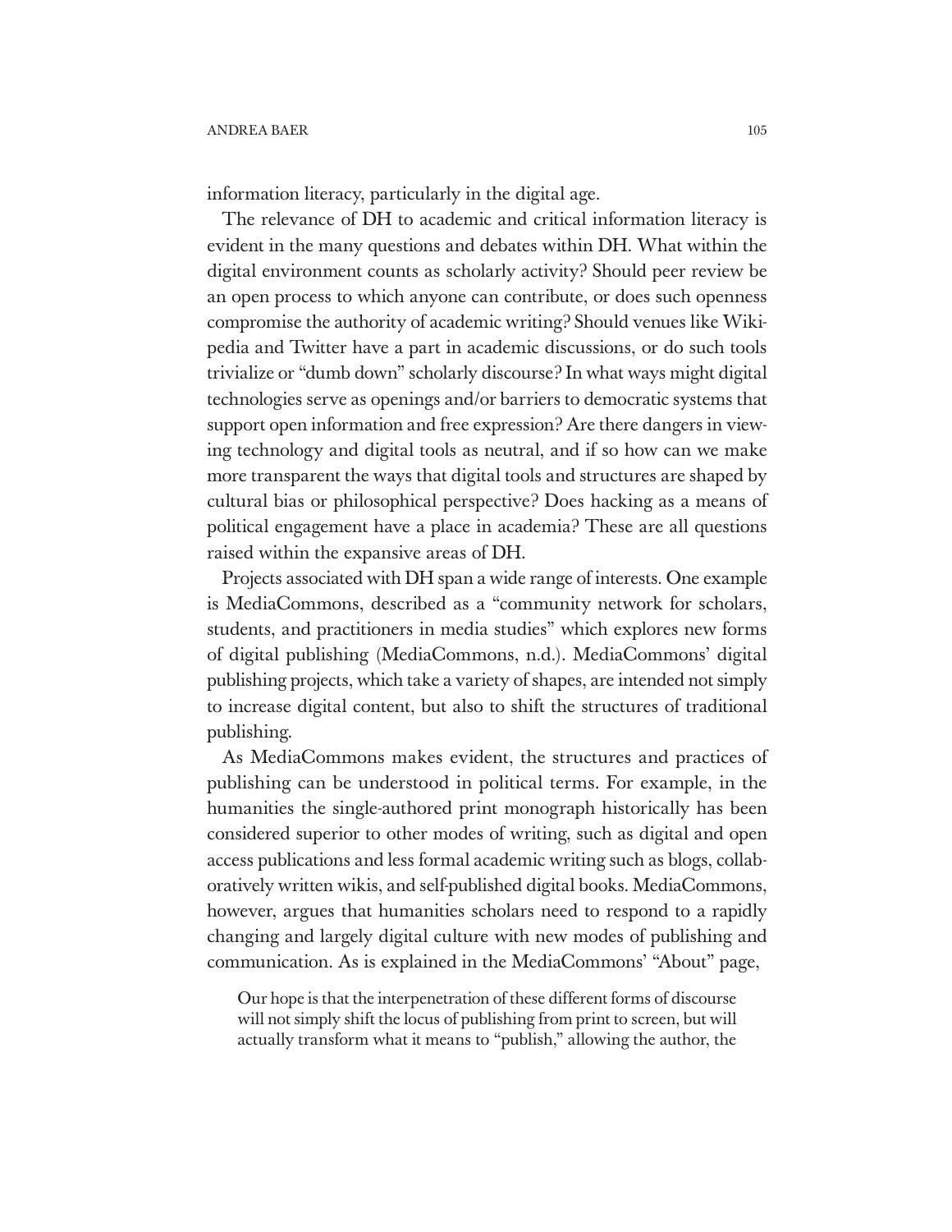information literacy, particularly in the digital age.

The relevance of DH to academic and critical information literacy is evident in the many questions and debates within DH. What within the digital environment counts as scholarly activity? Should peer review be an open process to which anyone can contribute, or does such openness compromise the authority of academic writing? Should venues like Wikipedia and Twitter have a part in academic discussions, or do such tools trivialize or "dumb down" scholarly discourse? In what ways might digital technologies serve as openings and/or barriers to democratic systems that support open information and free expression? Are there dangers in viewing technology and digital tools as neutral, and if so how can we make more transparent the ways that digital tools and structures are shaped by cultural bias or philosophical perspective? Does hacking as a means of political engagement have a place in academia? These are all questions raised within the expansive areas of DH.

Projects associated with DH span a wide range of interests. One example is MediaCommons, described as a "community network for scholars, students, and practitioners in media studies" which explores new forms of digital publishing (MediaCommons, n.d.). MediaCommons' digital publishing projects, which take a variety of shapes, are intended not simply to increase digital content, but also to shift the structures of traditional publishing.

As MediaCommons makes evident, the structures and practices of publishing can be understood in political terms. For example, in the humanities the single-authored print monograph historically has been considered superior to other modes of writing, such as digital and open access publications and less formal academic writing such as blogs, collaboratively written wikis, and self-published digital books. MediaCommons, however, argues that humanities scholars need to respond to a rapidly changing and largely digital culture with new modes of publishing and communication. As is explained in the MediaCommons' "About" page,

> Our hope is that the interpenetration of these different forms of discourse will not simply shift the locus of publishing from print to screen, but will actually transform what it means to "publish," allowing the author, the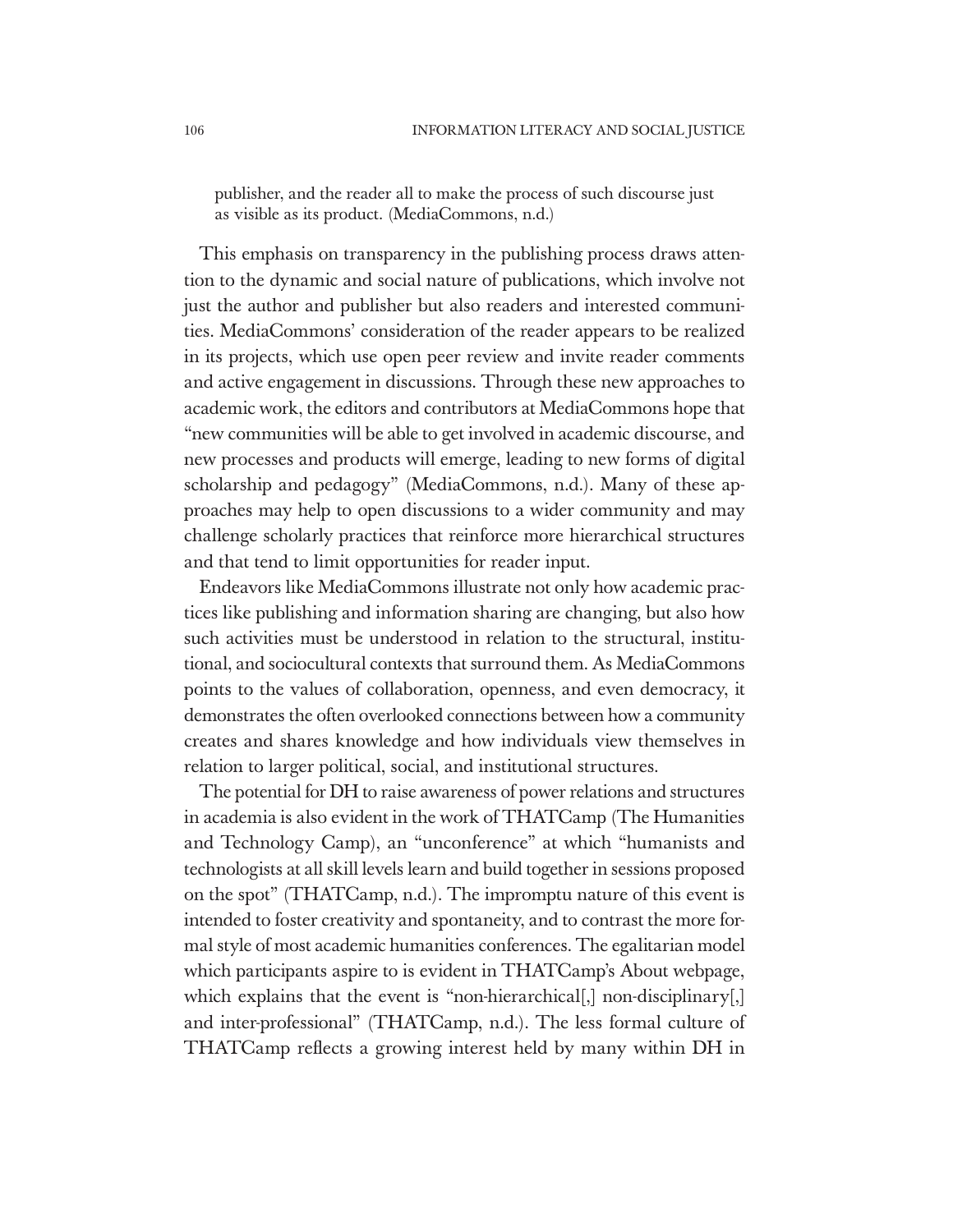> publisher, and the reader all to make the process of such discourse just as visible as its product. (MediaCommons, n.d.)

This emphasis on transparency in the publishing process draws attention to the dynamic and social nature of publications, which involve not just the author and publisher but also readers and interested communities. MediaCommons' consideration of the reader appears to be realized in its projects, which use open peer review and invite reader comments and active engagement in discussions. Through these new approaches to academic work, the editors and contributors at MediaCommons hope that "new communities will be able to get involved in academic discourse, and new processes and products will emerge, leading to new forms of digital scholarship and pedagogy" (MediaCommons, n.d.). Many of these approaches may help to open discussions to a wider community and may challenge scholarly practices that reinforce more hierarchical structures and that tend to limit opportunities for reader input.

Endeavors like MediaCommons illustrate not only how academic practices like publishing and information sharing are changing, but also how such activities must be understood in relation to the structural, institutional, and sociocultural contexts that surround them. As MediaCommons points to the values of collaboration, openness, and even democracy, it demonstrates the often overlooked connections between how a community creates and shares knowledge and how individuals view themselves in relation to larger political, social, and institutional structures.

The potential for DH to raise awareness of power relations and structures in academia is also evident in the work of THATCamp (The Humanities and Technology Camp), an "unconference" at which "humanists and technologists at all skill levels learn and build together in sessions proposed on the spot" (THATCamp, n.d.). The impromptu nature of this event is intended to foster creativity and spontaneity, and to contrast the more formal style of most academic humanities conferences. The egalitarian model which participants aspire to is evident in THATCamp's About webpage, which explains that the event is "non-hierarchical[,] non-disciplinary[,] and inter-professional" (THATCamp, n.d.). The less formal culture of THATCamp reflects a growing interest held by many within DH in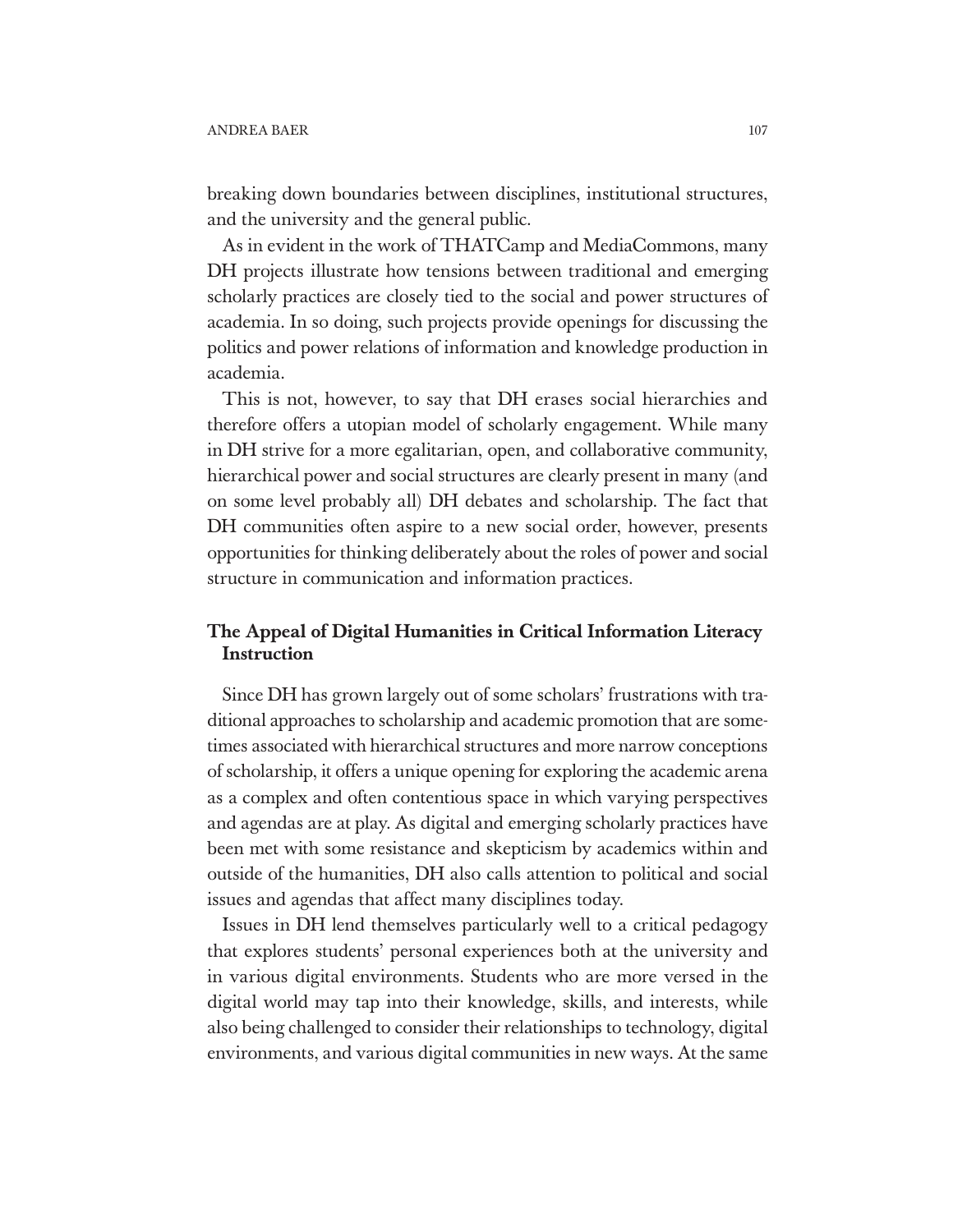breaking down boundaries between disciplines, institutional structures, and the university and the general public.

As in evident in the work of THATCamp and MediaCommons, many DH projects illustrate how tensions between traditional and emerging scholarly practices are closely tied to the social and power structures of academia. In so doing, such projects provide openings for discussing the politics and power relations of information and knowledge production in academia.

This is not, however, to say that DH erases social hierarchies and therefore offers a utopian model of scholarly engagement. While many in DH strive for a more egalitarian, open, and collaborative community, hierarchical power and social structures are clearly present in many (and on some level probably all) DH debates and scholarship. The fact that DH communities often aspire to a new social order, however, presents opportunities for thinking deliberately about the roles of power and social structure in communication and information practices.

## The Appeal of Digital Humanities in Critical Information Literacy Instruction

Since DH has grown largely out of some scholars' frustrations with traditional approaches to scholarship and academic promotion that are sometimes associated with hierarchical structures and more narrow conceptions of scholarship, it offers a unique opening for exploring the academic arena as a complex and often contentious space in which varying perspectives and agendas are at play. As digital and emerging scholarly practices have been met with some resistance and skepticism by academics within and outside of the humanities, DH also calls attention to political and social issues and agendas that affect many disciplines today.

Issues in DH lend themselves particularly well to a critical pedagogy that explores students' personal experiences both at the university and in various digital environments. Students who are more versed in the digital world may tap into their knowledge, skills, and interests, while also being challenged to consider their relationships to technology, digital environments, and various digital communities in new ways. At the same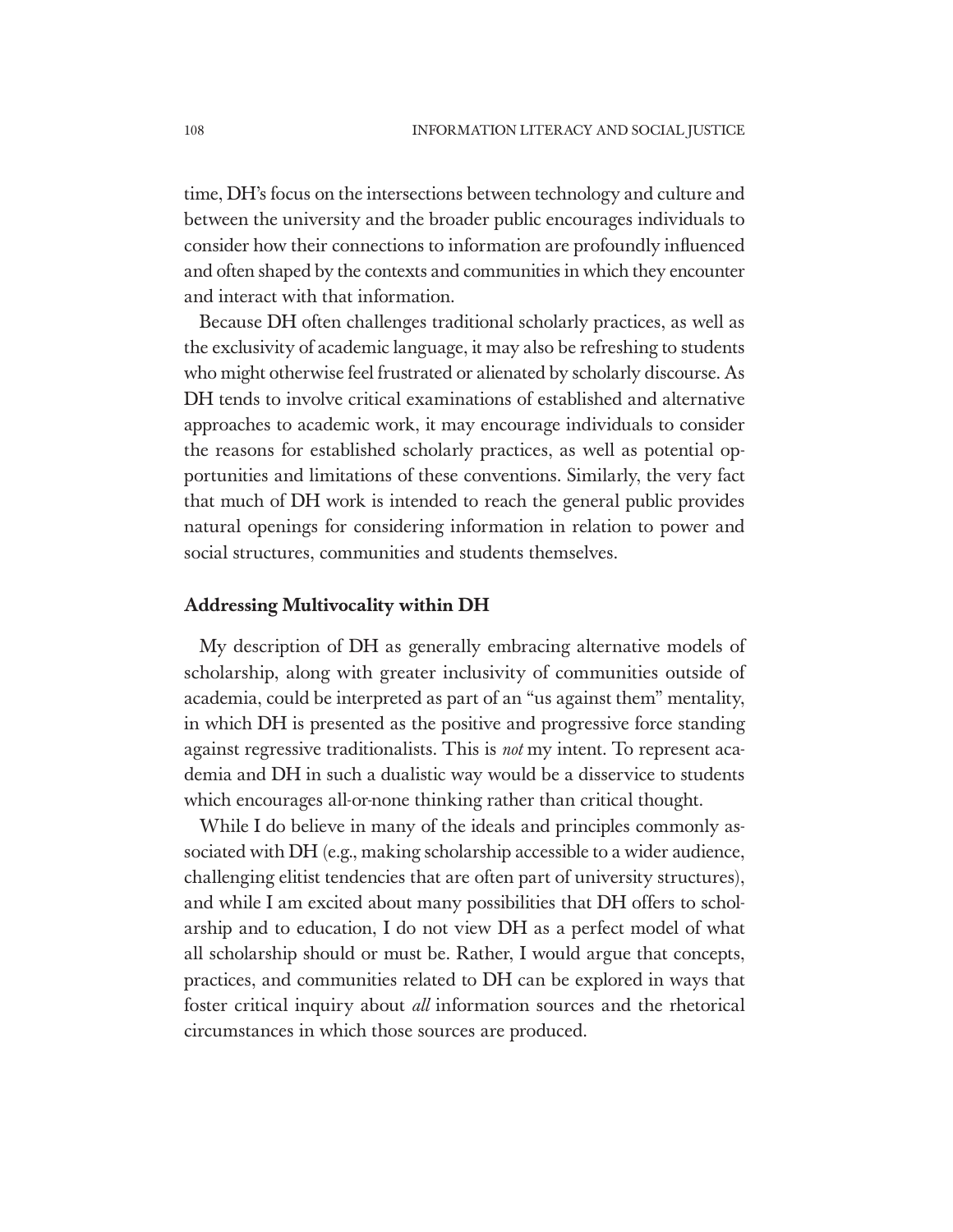time, DH's focus on the intersections between technology and culture and between the university and the broader public encourages individuals to consider how their connections to information are profoundly influenced and often shaped by the contexts and communities in which they encounter and interact with that information.

Because DH often challenges traditional scholarly practices, as well as the exclusivity of academic language, it may also be refreshing to students who might otherwise feel frustrated or alienated by scholarly discourse. As DH tends to involve critical examinations of established and alternative approaches to academic work, it may encourage individuals to consider the reasons for established scholarly practices, as well as potential opportunities and limitations of these conventions. Similarly, the very fact that much of DH work is intended to reach the general public provides natural openings for considering information in relation to power and social structures, communities and students themselves.

### Addressing Multivocality within DH

My description of DH as generally embracing alternative models of scholarship, along with greater inclusivity of communities outside of academia, could be interpreted as part of an "us against them" mentality, in which DH is presented as the positive and progressive force standing against regressive traditionalists. This is *not* my intent. To represent academia and DH in such a dualistic way would be a disservice to students which encourages all-or-none thinking rather than critical thought.

While I do believe in many of the ideals and principles commonly associated with DH (e.g., making scholarship accessible to a wider audience, challenging elitist tendencies that are often part of university structures), and while I am excited about many possibilities that DH offers to scholarship and to education, I do not view DH as a perfect model of what all scholarship should or must be. Rather, I would argue that concepts, practices, and communities related to DH can be explored in ways that foster critical inquiry about *all* information sources and the rhetorical circumstances in which those sources are produced.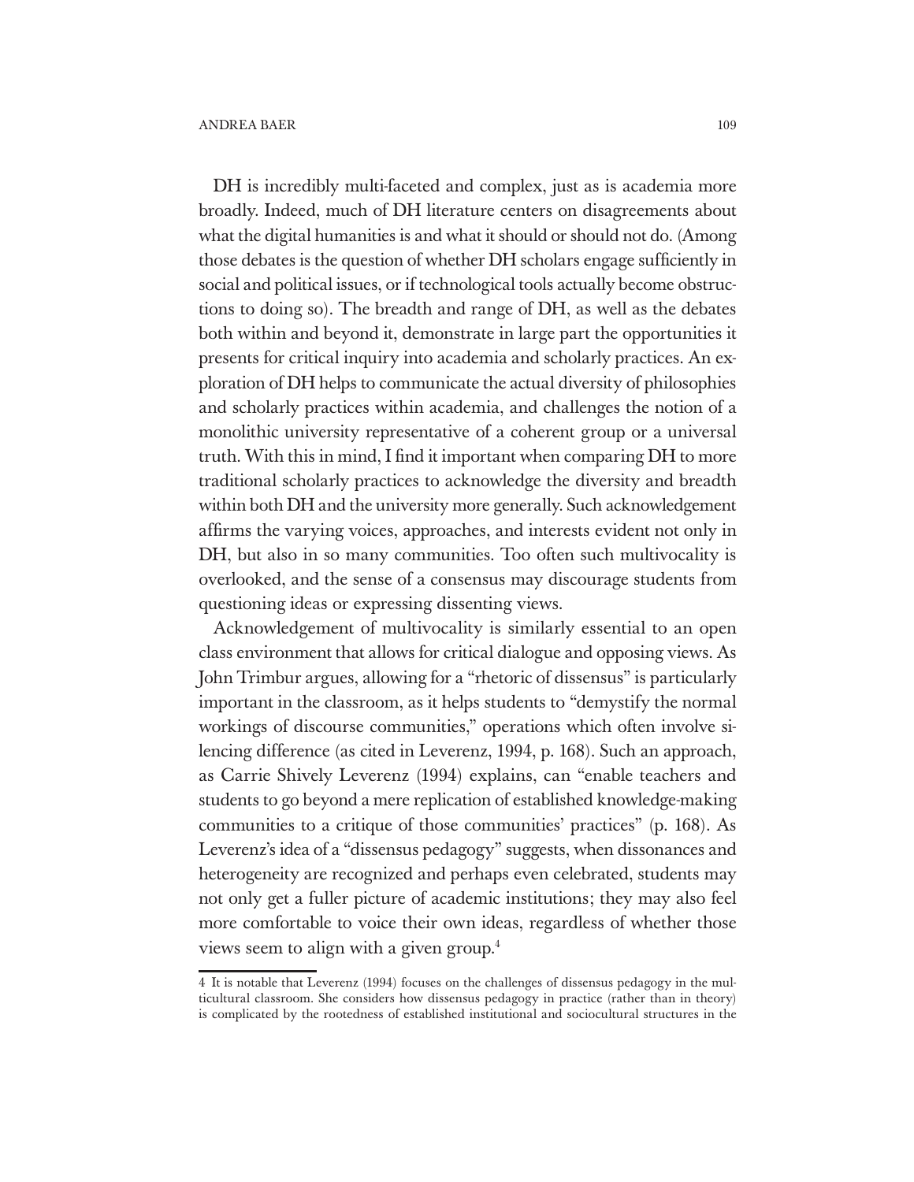DH is incredibly multi-faceted and complex, just as is academia more broadly. Indeed, much of DH literature centers on disagreements about what the digital humanities is and what it should or should not do. (Among those debates is the question of whether DH scholars engage sufficiently in social and political issues, or if technological tools actually become obstructions to doing so). The breadth and range of DH, as well as the debates both within and beyond it, demonstrate in large part the opportunities it presents for critical inquiry into academia and scholarly practices. An exploration of DH helps to communicate the actual diversity of philosophies and scholarly practices within academia, and challenges the notion of a monolithic university representative of a coherent group or a universal truth. With this in mind, I find it important when comparing DH to more traditional scholarly practices to acknowledge the diversity and breadth within both DH and the university more generally. Such acknowledgement affirms the varying voices, approaches, and interests evident not only in DH, but also in so many communities. Too often such multivocality is overlooked, and the sense of a consensus may discourage students from questioning ideas or expressing dissenting views.

Acknowledgement of multivocality is similarly essential to an open class environment that allows for critical dialogue and opposing views. As John Trimbur argues, allowing for a "rhetoric of dissensus" is particularly important in the classroom, as it helps students to "demystify the normal workings of discourse communities," operations which often involve silencing difference (as cited in Leverenz, 1994, p. 168). Such an approach, as Carrie Shively Leverenz (1994) explains, can "enable teachers and students to go beyond a mere replication of established knowledge-making communities to a critique of those communities' practices" (p. 168). As Leverenz's idea of a "dissensus pedagogy" suggests, when dissonances and heterogeneity are recognized and perhaps even celebrated, students may not only get a fuller picture of academic institutions; they may also feel more comfortable to voice their own ideas, regardless of whether those views seem to align with a given group.[4]

4 It is notable that Leverenz (1994) focuses on the challenges of dissensus pedagogy in the multicultural classroom. She considers how dissensus pedagogy in practice (rather than in theory) is complicated by the rootedness of established institutional and sociocultural structures in the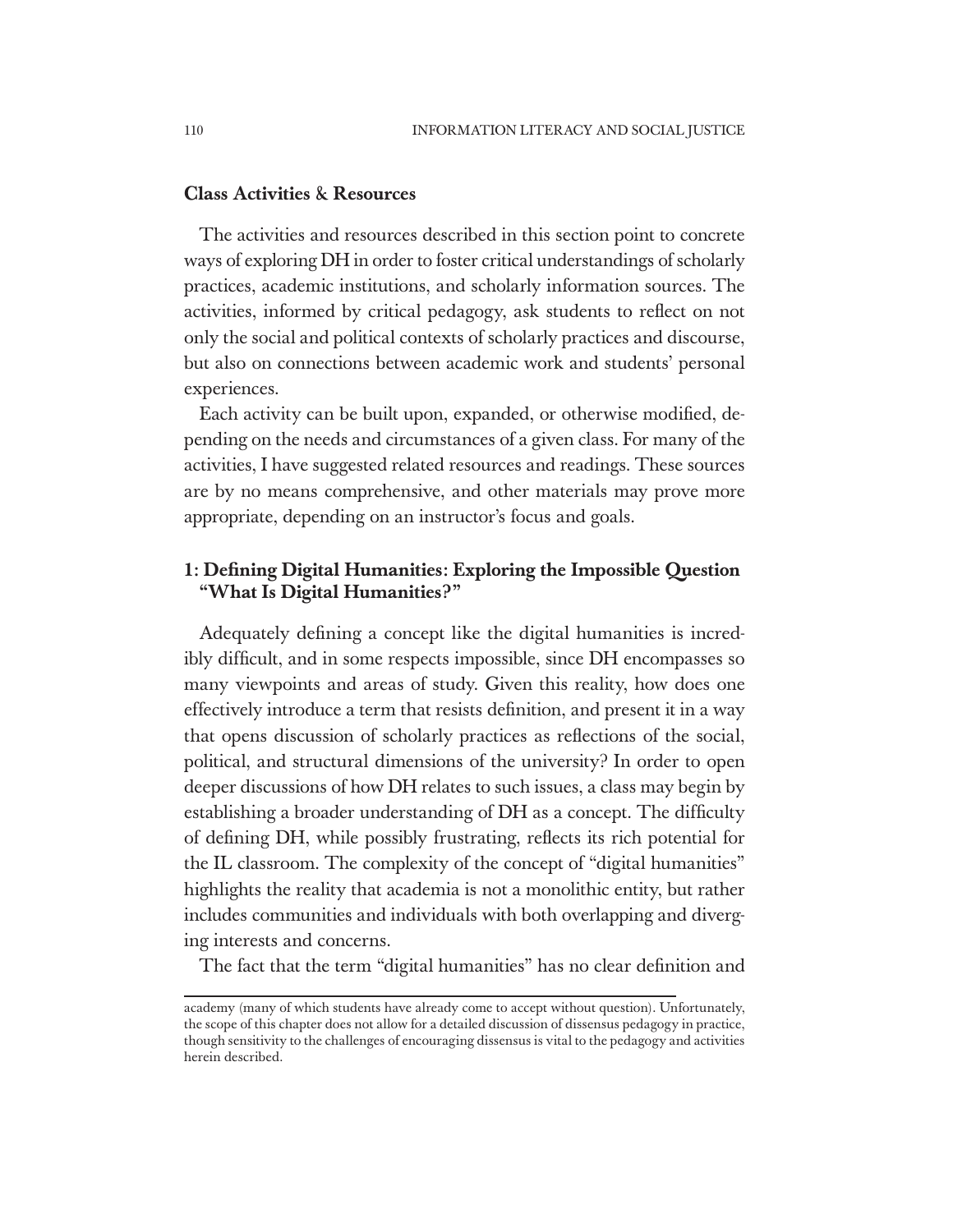## Class Activities & Resources

The activities and resources described in this section point to concrete ways of exploring DH in order to foster critical understandings of scholarly practices, academic institutions, and scholarly information sources. The activities, informed by critical pedagogy, ask students to reflect on not only the social and political contexts of scholarly practices and discourse, but also on connections between academic work and students' personal experiences.

Each activity can be built upon, expanded, or otherwise modified, depending on the needs and circumstances of a given class. For many of the activities, I have suggested related resources and readings. These sources are by no means comprehensive, and other materials may prove more appropriate, depending on an instructor's focus and goals.

### 1: Defining Digital Humanities: Exploring the Impossible Question "What Is Digital Humanities?"

Adequately defining a concept like the digital humanities is incredibly difficult, and in some respects impossible, since DH encompasses so many viewpoints and areas of study. Given this reality, how does one effectively introduce a term that resists definition, and present it in a way that opens discussion of scholarly practices as reflections of the social, political, and structural dimensions of the university? In order to open deeper discussions of how DH relates to such issues, a class may begin by establishing a broader understanding of DH as a concept. The difficulty of defining DH, while possibly frustrating, reflects its rich potential for the IL classroom. The complexity of the concept of "digital humanities" highlights the reality that academia is not a monolithic entity, but rather includes communities and individuals with both overlapping and diverging interests and concerns.

The fact that the term "digital humanities" has no clear definition and

academy (many of which students have already come to accept without question). Unfortunately, the scope of this chapter does not allow for a detailed discussion of dissensus pedagogy in practice, though sensitivity to the challenges of encouraging dissensus is vital to the pedagogy and activities herein described.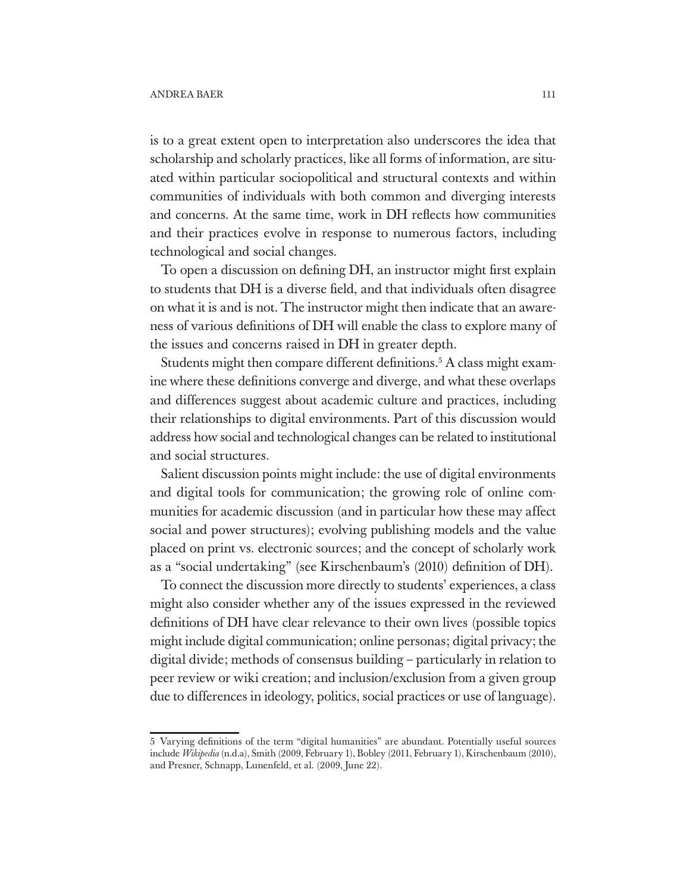is to a great extent open to interpretation also underscores the idea that scholarship and scholarly practices, like all forms of information, are situated within particular sociopolitical and structural contexts and within communities of individuals with both common and diverging interests and concerns. At the same time, work in DH reflects how communities and their practices evolve in response to numerous factors, including technological and social changes.

To open a discussion on defining DH, an instructor might first explain to students that DH is a diverse field, and that individuals often disagree on what it is and is not. The instructor might then indicate that an awareness of various definitions of DH will enable the class to explore many of the issues and concerns raised in DH in greater depth.

Students might then compare different definitions.[5] A class might examine where these definitions converge and diverge, and what these overlaps and differences suggest about academic culture and practices, including their relationships to digital environments. Part of this discussion would address how social and technological changes can be related to institutional and social structures.

Salient discussion points might include: the use of digital environments and digital tools for communication; the growing role of online communities for academic discussion (and in particular how these may affect social and power structures); evolving publishing models and the value placed on print vs. electronic sources; and the concept of scholarly work as a "social undertaking" (see Kirschenbaum's (2010) definition of DH).

To connect the discussion more directly to students' experiences, a class might also consider whether any of the issues expressed in the reviewed definitions of DH have clear relevance to their own lives (possible topics might include digital communication; online personas; digital privacy; the digital divide; methods of consensus building – particularly in relation to peer review or wiki creation; and inclusion/exclusion from a given group due to differences in ideology, politics, social practices or use of language).

5 Varying definitions of the term "digital humanities" are abundant. Potentially useful sources include *Wikipedia* (n.d.a), Smith (2009, February 1), Bobley (2011, February 1), Kirschenbaum (2010), and Presner, Schnapp, Lunenfeld, et al. (2009, June 22).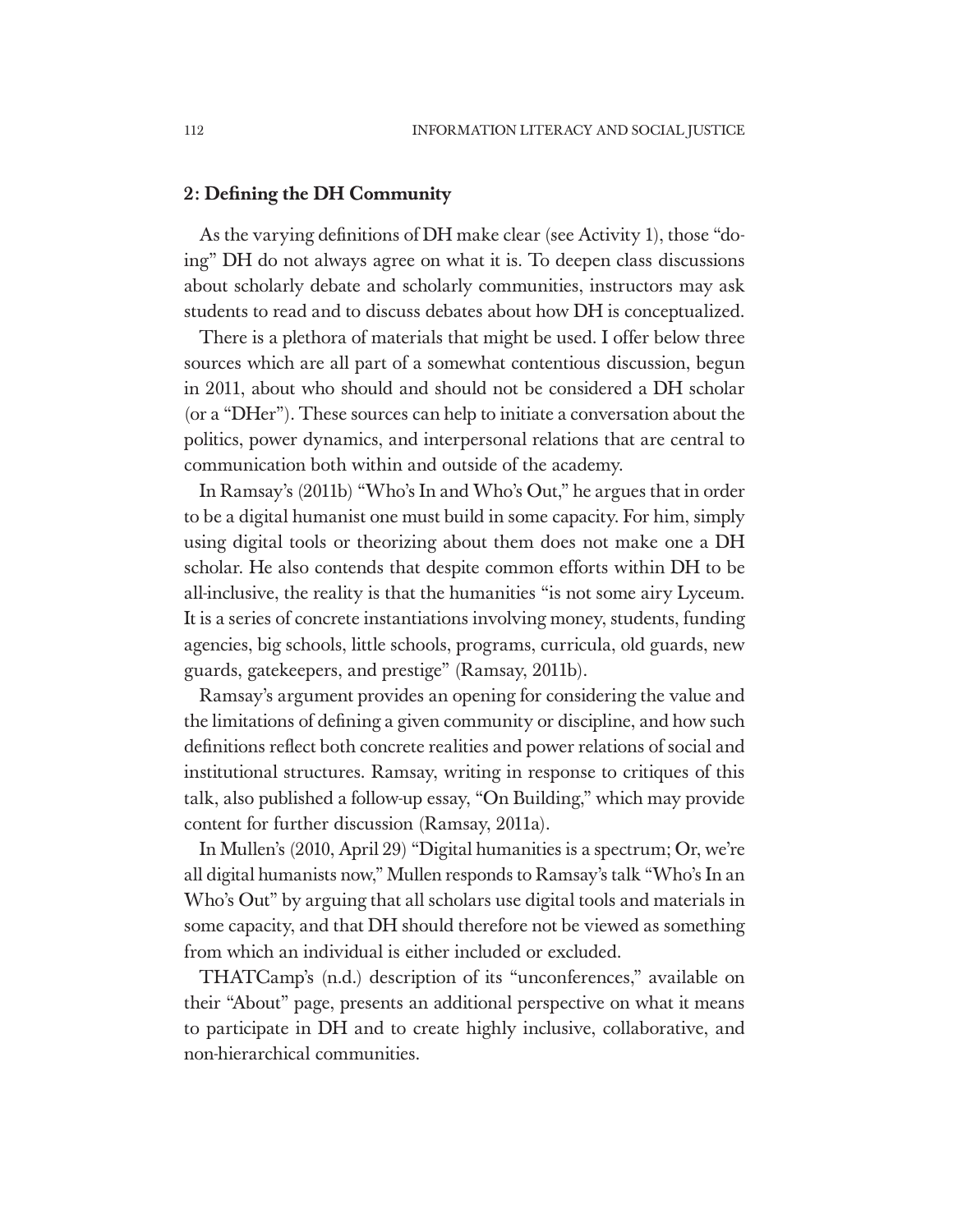## 2: Defining the DH Community

As the varying definitions of DH make clear (see Activity 1), those "doing" DH do not always agree on what it is. To deepen class discussions about scholarly debate and scholarly communities, instructors may ask students to read and to discuss debates about how DH is conceptualized.

There is a plethora of materials that might be used. I offer below three sources which are all part of a somewhat contentious discussion, begun in 2011, about who should and should not be considered a DH scholar (or a "DHer"). These sources can help to initiate a conversation about the politics, power dynamics, and interpersonal relations that are central to communication both within and outside of the academy.

In Ramsay's (2011b) "Who's In and Who's Out," he argues that in order to be a digital humanist one must build in some capacity. For him, simply using digital tools or theorizing about them does not make one a DH scholar. He also contends that despite common efforts within DH to be all-inclusive, the reality is that the humanities "is not some airy Lyceum. It is a series of concrete instantiations involving money, students, funding agencies, big schools, little schools, programs, curricula, old guards, new guards, gatekeepers, and prestige" (Ramsay, 2011b).

Ramsay's argument provides an opening for considering the value and the limitations of defining a given community or discipline, and how such definitions reflect both concrete realities and power relations of social and institutional structures. Ramsay, writing in response to critiques of this talk, also published a follow-up essay, "On Building," which may provide content for further discussion (Ramsay, 2011a).

In Mullen's (2010, April 29) "Digital humanities is a spectrum; Or, we're all digital humanists now," Mullen responds to Ramsay's talk "Who's In an Who's Out" by arguing that all scholars use digital tools and materials in some capacity, and that DH should therefore not be viewed as something from which an individual is either included or excluded.

THATCamp's (n.d.) description of its "unconferences," available on their "About" page, presents an additional perspective on what it means to participate in DH and to create highly inclusive, collaborative, and non-hierarchical communities.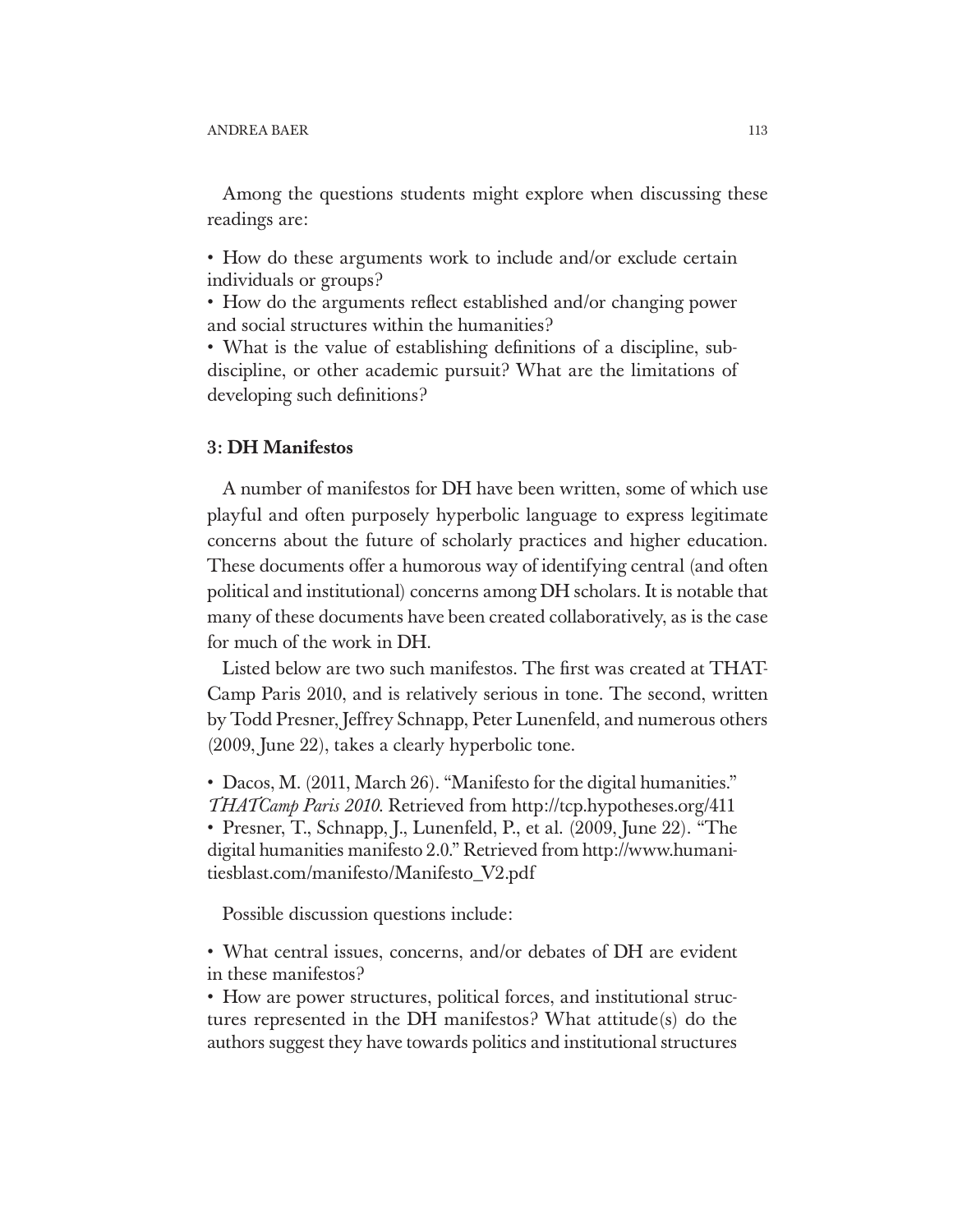Among the questions students might explore when discussing these readings are:

- How do these arguments work to include and/or exclude certain individuals or groups?
- How do the arguments reflect established and/or changing power and social structures within the humanities?
- What is the value of establishing definitions of a discipline, sub-discipline, or other academic pursuit? What are the limitations of developing such definitions?

### 3: DH Manifestos

A number of manifestos for DH have been written, some of which use playful and often purposely hyperbolic language to express legitimate concerns about the future of scholarly practices and higher education. These documents offer a humorous way of identifying central (and often political and institutional) concerns among DH scholars. It is notable that many of these documents have been created collaboratively, as is the case for much of the work in DH.

Listed below are two such manifestos. The first was created at THATCamp Paris 2010, and is relatively serious in tone. The second, written by Todd Presner, Jeffrey Schnapp, Peter Lunenfeld, and numerous others (2009, June 22), takes a clearly hyperbolic tone.

- Dacos, M. (2011, March 26). "Manifesto for the digital humanities." *THATCamp Paris 2010*. Retrieved from http://tcp.hypotheses.org/411
- Presner, T., Schnapp, J., Lunenfeld, P., et al. (2009, June 22). "The digital humanities manifesto 2.0." Retrieved from http://www.humanitiesblast.com/manifesto/Manifesto_V2.pdf

Possible discussion questions include:

- What central issues, concerns, and/or debates of DH are evident in these manifestos?
- How are power structures, political forces, and institutional structures represented in the DH manifestos? What attitude(s) do the authors suggest they have towards politics and institutional structures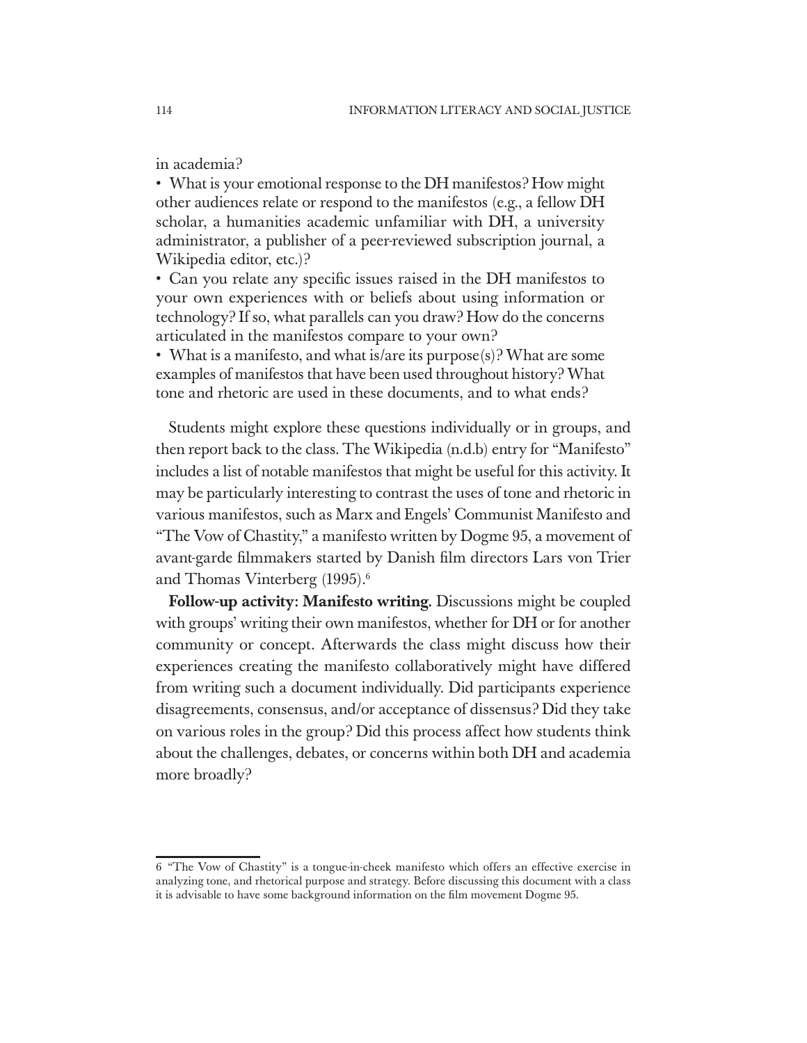in academia?

- What is your emotional response to the DH manifestos? How might other audiences relate or respond to the manifestos (e.g., a fellow DH scholar, a humanities academic unfamiliar with DH, a university administrator, a publisher of a peer-reviewed subscription journal, a Wikipedia editor, etc.)?
- Can you relate any specific issues raised in the DH manifestos to your own experiences with or beliefs about using information or technology? If so, what parallels can you draw? How do the concerns articulated in the manifestos compare to your own?
- What is a manifesto, and what is/are its purpose(s)? What are some examples of manifestos that have been used throughout history? What tone and rhetoric are used in these documents, and to what ends?

Students might explore these questions individually or in groups, and then report back to the class. The Wikipedia (n.d.b) entry for "Manifesto" includes a list of notable manifestos that might be useful for this activity. It may be particularly interesting to contrast the uses of tone and rhetoric in various manifestos, such as Marx and Engels' Communist Manifesto and "The Vow of Chastity," a manifesto written by Dogme 95, a movement of avant-garde filmmakers started by Danish film directors Lars von Trier and Thomas Vinterberg (1995).[6]

**Follow-up activity: Manifesto writing.** Discussions might be coupled with groups' writing their own manifestos, whether for DH or for another community or concept. Afterwards the class might discuss how their experiences creating the manifesto collaboratively might have differed from writing such a document individually. Did participants experience disagreements, consensus, and/or acceptance of dissensus? Did they take on various roles in the group? Did this process affect how students think about the challenges, debates, or concerns within both DH and academia more broadly?

---

6 "The Vow of Chastity" is a tongue-in-cheek manifesto which offers an effective exercise in analyzing tone, and rhetorical purpose and strategy. Before discussing this document with a class it is advisable to have some background information on the film movement Dogme 95.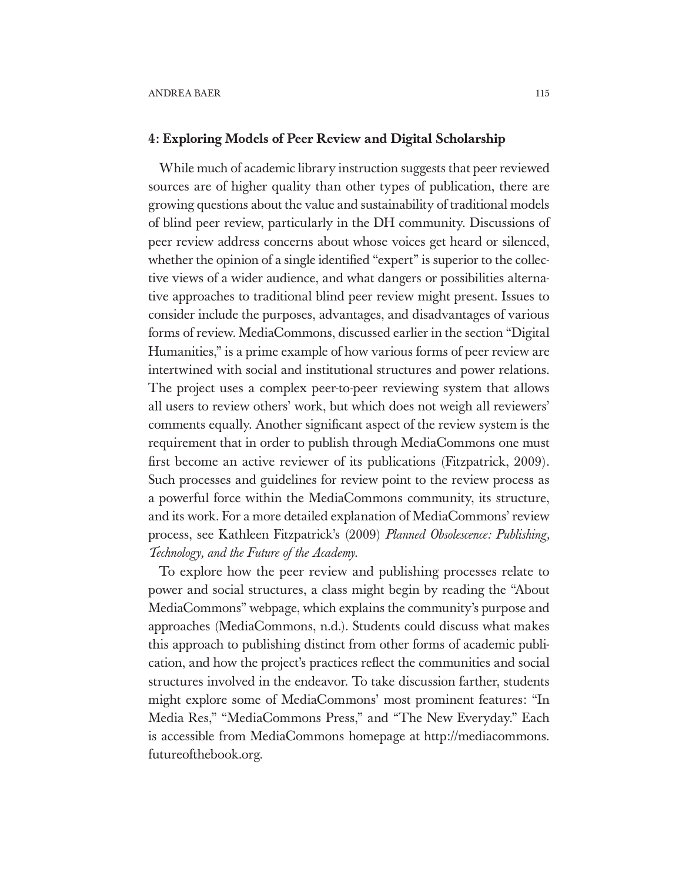### 4: Exploring Models of Peer Review and Digital Scholarship

While much of academic library instruction suggests that peer reviewed sources are of higher quality than other types of publication, there are growing questions about the value and sustainability of traditional models of blind peer review, particularly in the DH community. Discussions of peer review address concerns about whose voices get heard or silenced, whether the opinion of a single identified "expert" is superior to the collective views of a wider audience, and what dangers or possibilities alternative approaches to traditional blind peer review might present. Issues to consider include the purposes, advantages, and disadvantages of various forms of review. MediaCommons, discussed earlier in the section "Digital Humanities," is a prime example of how various forms of peer review are intertwined with social and institutional structures and power relations. The project uses a complex peer-to-peer reviewing system that allows all users to review others' work, but which does not weigh all reviewers' comments equally. Another significant aspect of the review system is the requirement that in order to publish through MediaCommons one must first become an active reviewer of its publications (Fitzpatrick, 2009). Such processes and guidelines for review point to the review process as a powerful force within the MediaCommons community, its structure, and its work. For a more detailed explanation of MediaCommons' review process, see Kathleen Fitzpatrick's (2009) *Planned Obsolescence: Publishing, Technology, and the Future of the Academy*.

To explore how the peer review and publishing processes relate to power and social structures, a class might begin by reading the "About MediaCommons" webpage, which explains the community's purpose and approaches (MediaCommons, n.d.). Students could discuss what makes this approach to publishing distinct from other forms of academic publication, and how the project's practices reflect the communities and social structures involved in the endeavor. To take discussion farther, students might explore some of MediaCommons' most prominent features: "In Media Res," "MediaCommons Press," and "The New Everyday." Each is accessible from MediaCommons homepage at http://mediacommons.futureofthebook.org.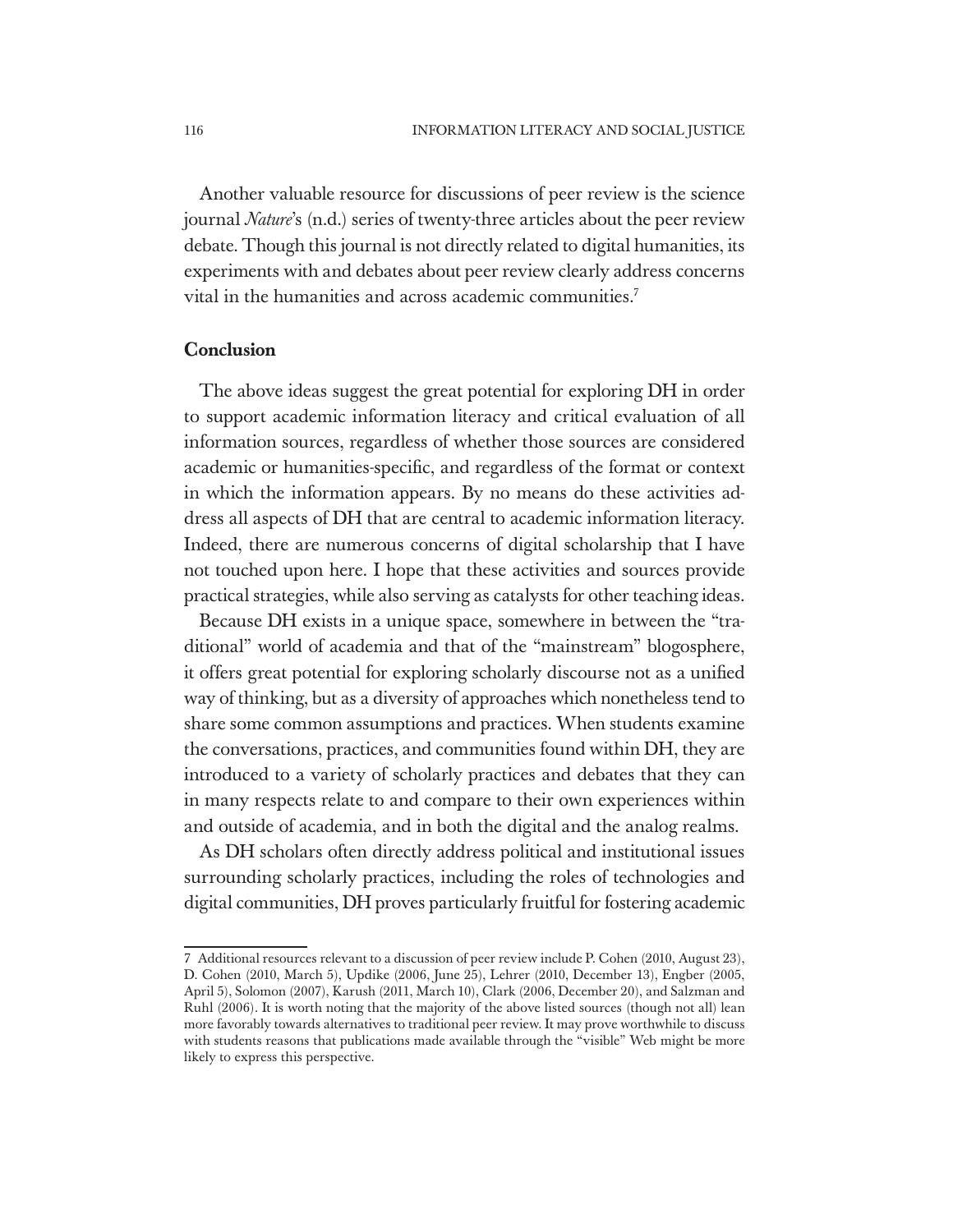Another valuable resource for discussions of peer review is the science journal *Nature*'s (n.d.) series of twenty-three articles about the peer review debate. Though this journal is not directly related to digital humanities, its experiments with and debates about peer review clearly address concerns vital in the humanities and across academic communities.[7]

## Conclusion

The above ideas suggest the great potential for exploring DH in order to support academic information literacy and critical evaluation of all information sources, regardless of whether those sources are considered academic or humanities-specific, and regardless of the format or context in which the information appears. By no means do these activities address all aspects of DH that are central to academic information literacy. Indeed, there are numerous concerns of digital scholarship that I have not touched upon here. I hope that these activities and sources provide practical strategies, while also serving as catalysts for other teaching ideas.

Because DH exists in a unique space, somewhere in between the "traditional" world of academia and that of the "mainstream" blogosphere, it offers great potential for exploring scholarly discourse not as a unified way of thinking, but as a diversity of approaches which nonetheless tend to share some common assumptions and practices. When students examine the conversations, practices, and communities found within DH, they are introduced to a variety of scholarly practices and debates that they can in many respects relate to and compare to their own experiences within and outside of academia, and in both the digital and the analog realms.

As DH scholars often directly address political and institutional issues surrounding scholarly practices, including the roles of technologies and digital communities, DH proves particularly fruitful for fostering academic

7 Additional resources relevant to a discussion of peer review include P. Cohen (2010, August 23), D. Cohen (2010, March 5), Updike (2006, June 25), Lehrer (2010, December 13), Engber (2005, April 5), Solomon (2007), Karush (2011, March 10), Clark (2006, December 20), and Salzman and Ruhl (2006). It is worth noting that the majority of the above listed sources (though not all) lean more favorably towards alternatives to traditional peer review. It may prove worthwhile to discuss with students reasons that publications made available through the "visible" Web might be more likely to express this perspective.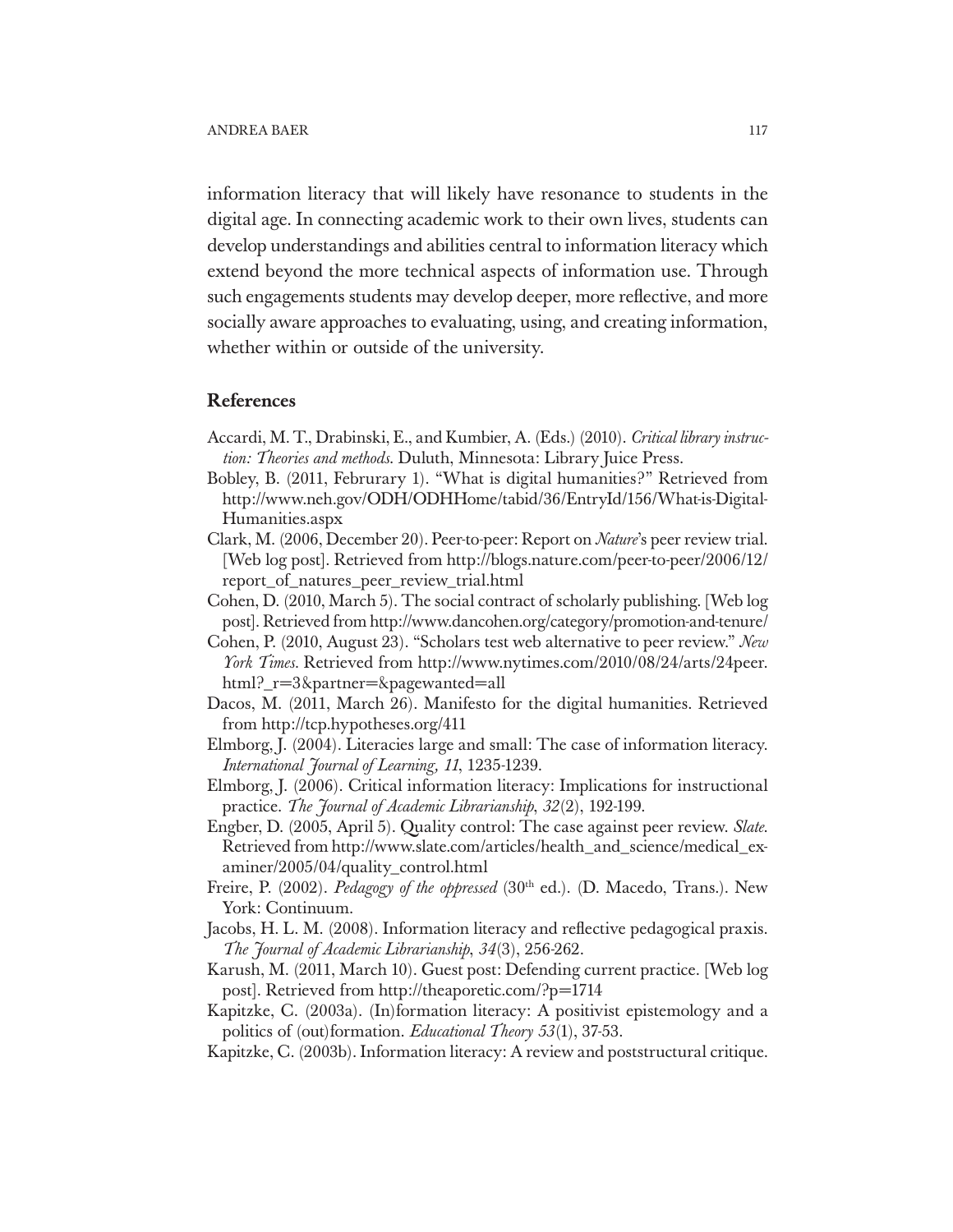information literacy that will likely have resonance to students in the digital age. In connecting academic work to their own lives, students can develop understandings and abilities central to information literacy which extend beyond the more technical aspects of information use. Through such engagements students may develop deeper, more reflective, and more socially aware approaches to evaluating, using, and creating information, whether within or outside of the university.

## References

Accardi, M. T., Drabinski, E., and Kumbier, A. (Eds.) (2010). *Critical library instruction: Theories and methods*. Duluth, Minnesota: Library Juice Press.

Bobley, B. (2011, Februrary 1). "What is digital humanities?" Retrieved from http://www.neh.gov/ODH/ODHHome/tabid/36/EntryId/156/What-is-Digital-Humanities.aspx

Clark, M. (2006, December 20). Peer-to-peer: Report on *Nature*'s peer review trial. [Web log post]. Retrieved from http://blogs.nature.com/peer-to-peer/2006/12/report_of_natures_peer_review_trial.html

Cohen, D. (2010, March 5). The social contract of scholarly publishing. [Web log post]. Retrieved from http://www.dancohen.org/category/promotion-and-tenure/

Cohen, P. (2010, August 23). "Scholars test web alternative to peer review." *New York Times*. Retrieved from http://www.nytimes.com/2010/08/24/arts/24peer.html?_r=3&partner=&pagewanted=all

Dacos, M. (2011, March 26). Manifesto for the digital humanities. Retrieved from http://tcp.hypotheses.org/411

Elmborg, J. (2004). Literacies large and small: The case of information literacy. *International Journal of Learning, 11*, 1235-1239.

Elmborg, J. (2006). Critical information literacy: Implications for instructional practice. *The Journal of Academic Librarianship, 32*(2), 192-199.

Engber, D. (2005, April 5). Quality control: The case against peer review. *Slate*. Retrieved from http://www.slate.com/articles/health_and_science/medical_examiner/2005/04/quality_control.html

Freire, P. (2002). *Pedagogy of the oppressed* (30th ed.). (D. Macedo, Trans.). New York: Continuum.

Jacobs, H. L. M. (2008). Information literacy and reflective pedagogical praxis. *The Journal of Academic Librarianship, 34*(3), 256-262.

Karush, M. (2011, March 10). Guest post: Defending current practice. [Web log post]. Retrieved from http://theaporetic.com/?p=1714

Kapitzke, C. (2003a). (In)formation literacy: A positivist epistemology and a politics of (out)formation. *Educational Theory 53*(1), 37-53.

Kapitzke, C. (2003b). Information literacy: A review and poststructural critique.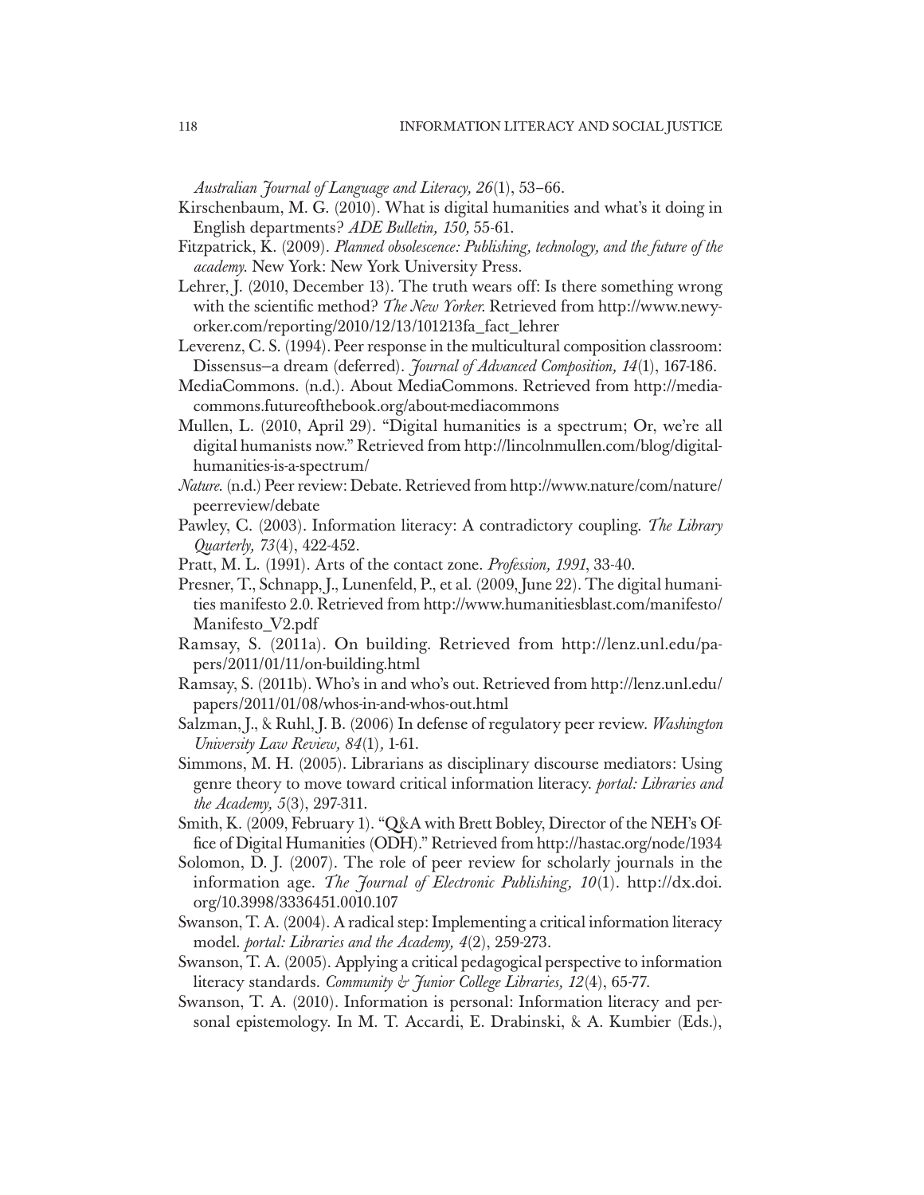*Australian Journal of Language and Literacy, 26*(1), 53–66.

Kirschenbaum, M. G. (2010). What is digital humanities and what's it doing in English departments? *ADE Bulletin, 150,* 55-61.

Fitzpatrick, K. (2009). *Planned obsolescence: Publishing, technology, and the future of the academy.* New York: New York University Press.

Lehrer, J. (2010, December 13). The truth wears off: Is there something wrong with the scientific method? *The New Yorker.* Retrieved from http://www.newyorker.com/reporting/2010/12/13/101213fa_fact_lehrer

Leverenz, C. S. (1994). Peer response in the multicultural composition classroom: Dissensus–a dream (deferred). *Journal of Advanced Composition, 14*(1), 167-186.

MediaCommons. (n.d.). About MediaCommons. Retrieved from http://mediacommons.futureofthebook.org/about-mediacommons

Mullen, L. (2010, April 29). "Digital humanities is a spectrum; Or, we're all digital humanists now." Retrieved from http://lincolnmullen.com/blog/digital-humanities-is-a-spectrum/

*Nature.* (n.d.) Peer review: Debate. Retrieved from http://www.nature/com/nature/peerreview/debate

Pawley, C. (2003). Information literacy: A contradictory coupling. *The Library Quarterly, 73*(4), 422-452.

Pratt, M. L. (1991). Arts of the contact zone. *Profession, 1991*, 33-40.

Presner, T., Schnapp, J., Lunenfeld, P., et al. (2009, June 22). The digital humanities manifesto 2.0. Retrieved from http://www.humanitiesblast.com/manifesto/Manifesto_V2.pdf

Ramsay, S. (2011a). On building. Retrieved from http://lenz.unl.edu/papers/2011/01/11/on-building.html

Ramsay, S. (2011b). Who's in and who's out. Retrieved from http://lenz.unl.edu/papers/2011/01/08/whos-in-and-whos-out.html

Salzman, J., & Ruhl, J. B. (2006) In defense of regulatory peer review. *Washington University Law Review, 84*(1)*,* 1-61.

Simmons, M. H. (2005). Librarians as disciplinary discourse mediators: Using genre theory to move toward critical information literacy. *portal: Libraries and the Academy, 5*(3), 297-311.

Smith, K. (2009, February 1). "Q&A with Brett Bobley, Director of the NEH's Office of Digital Humanities (ODH)." Retrieved from http://hastac.org/node/1934

Solomon, D. J. (2007). The role of peer review for scholarly journals in the information age. *The Journal of Electronic Publishing, 10*(1). http://dx.doi.org/10.3998/3336451.0010.107

Swanson, T. A. (2004). A radical step: Implementing a critical information literacy model. *portal: Libraries and the Academy, 4*(2), 259-273.

Swanson, T. A. (2005). Applying a critical pedagogical perspective to information literacy standards. *Community & Junior College Libraries, 12*(4), 65-77.

Swanson, T. A. (2010). Information is personal: Information literacy and personal epistemology. In M. T. Accardi, E. Drabinski, & A. Kumbier (Eds.),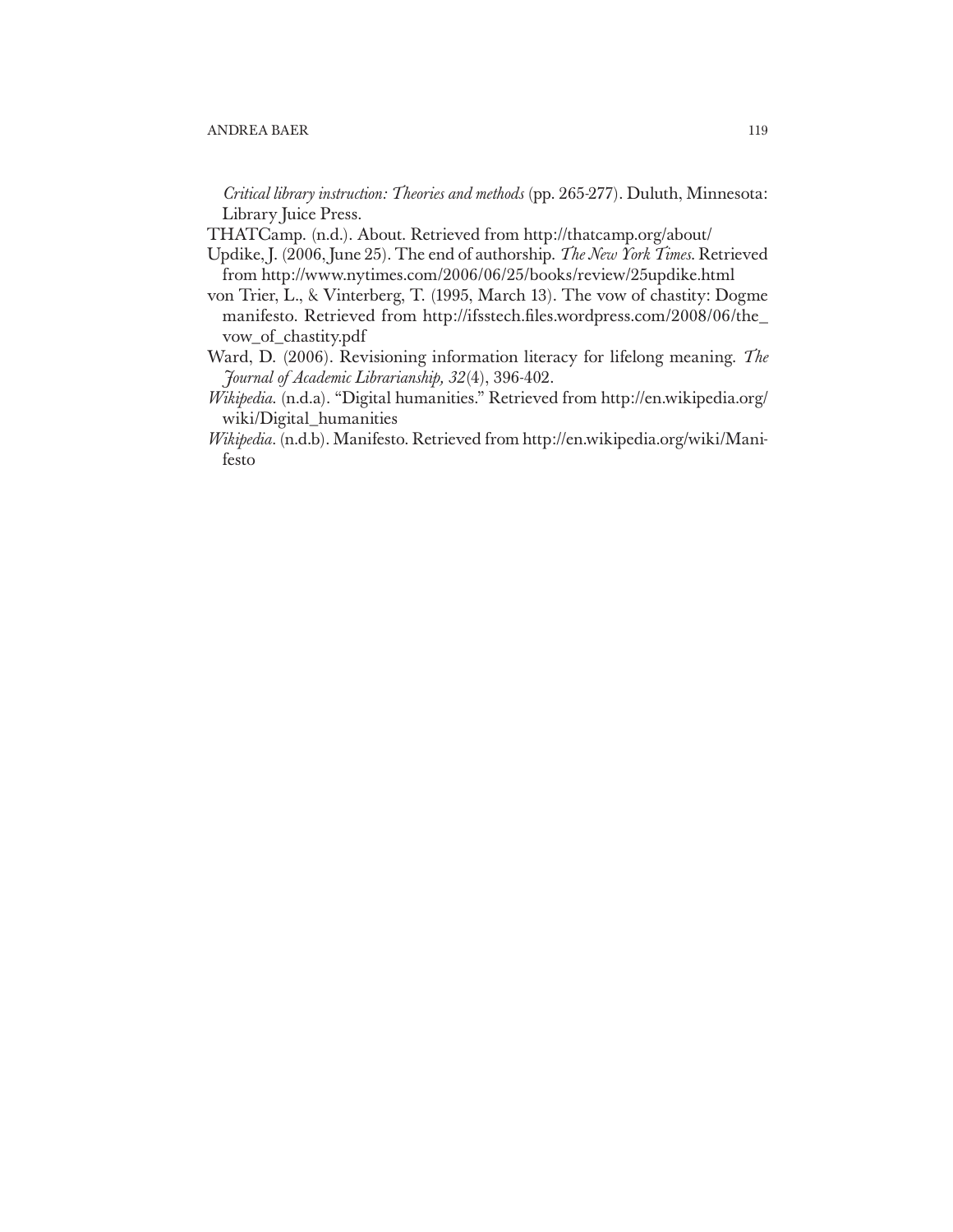*Critical library instruction: Theories and methods* (pp. 265-277). Duluth, Minnesota: Library Juice Press.

THATCamp. (n.d.). About. Retrieved from http://thatcamp.org/about/

Updike, J. (2006, June 25). The end of authorship. *The New York Times*. Retrieved from http://www.nytimes.com/2006/06/25/books/review/25updike.html

von Trier, L., & Vinterberg, T. (1995, March 13). The vow of chastity: Dogme manifesto. Retrieved from http://ifsstech.files.wordpress.com/2008/06/the_vow_of_chastity.pdf

Ward, D. (2006). Revisioning information literacy for lifelong meaning. *The Journal of Academic Librarianship, 32*(4), 396-402.

*Wikipedia*. (n.d.a). "Digital humanities." Retrieved from http://en.wikipedia.org/wiki/Digital_humanities

*Wikipedia*. (n.d.b). Manifesto. Retrieved from http://en.wikipedia.org/wiki/Manifesto